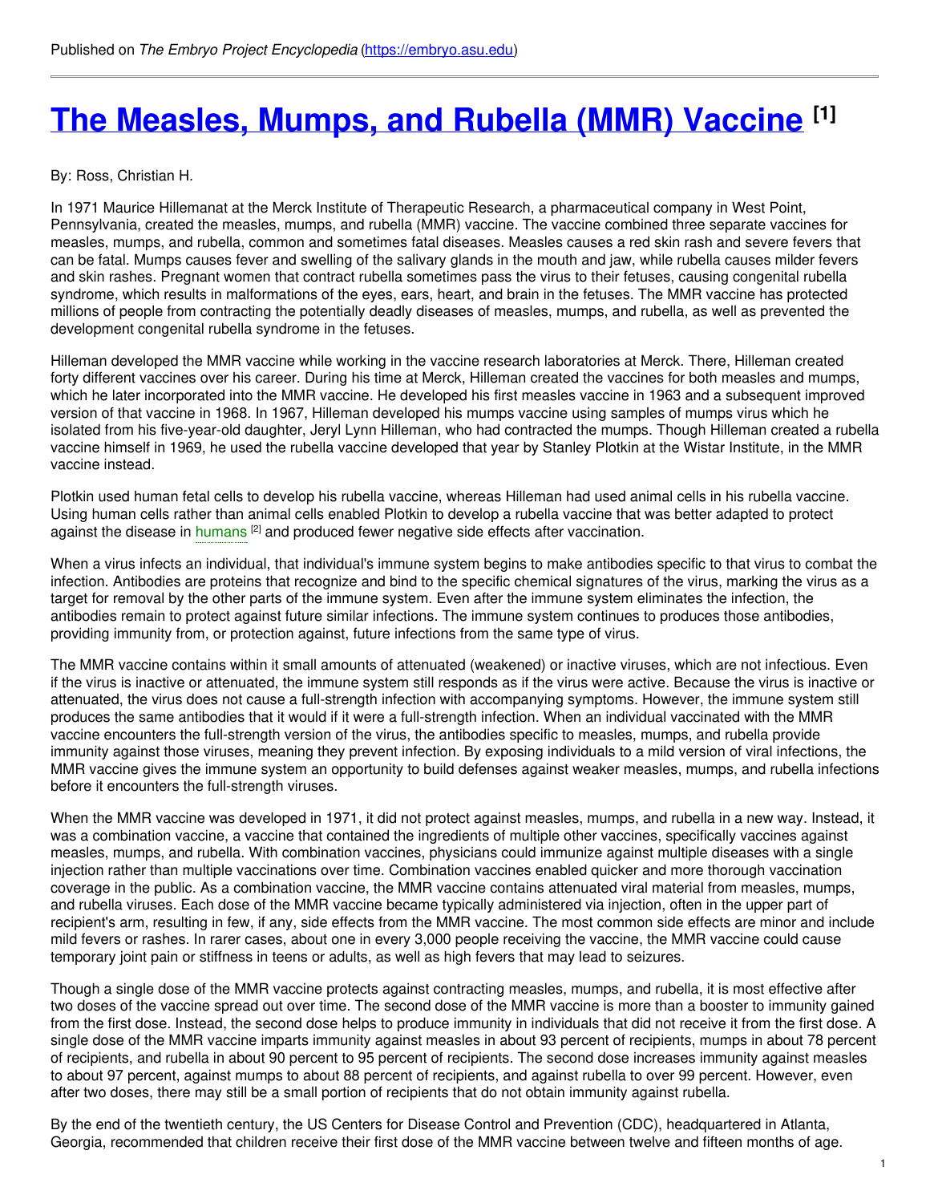# The Measles, Mumps, and Rubella (MMR) Vaccine [1]

By: Ross, Christian H.

In 1971 Maurice Hillemanat at the Merck Institute of Therapeutic Research, a pharmaceutical company in West Point, Pennsylvania, created the measles, mumps, and rubella (MMR) vaccine. The vaccine combined three separate vaccines for measles, mumps, and rubella, common and sometimes fatal diseases. Measles causes a red skin rash and severe fevers that can be fatal. Mumps causes fever and swelling of the salivary glands in the mouth and jaw, while rubella causes milder fevers and skin rashes. Pregnant women that contract rubella sometimes pass the virus to their fetuses, causing congenital rubella syndrome, which results in malformations of the eyes, ears, heart, and brain in the fetuses. The MMR vaccine has protected millions of people from contracting the potentially deadly diseases of measles, mumps, and rubella, as well as prevented the development congenital rubella syndrome in the fetuses.

Hilleman developed the MMR vaccine while working in the vaccine research laboratories at Merck. There, Hilleman created forty different vaccines over his career. During his time at Merck, Hilleman created the vaccines for both measles and mumps, which he later incorporated into the MMR vaccine. He developed his first measles vaccine in 1963 and a subsequent improved version of that vaccine in 1968. In 1967, Hilleman developed his mumps vaccine using samples of mumps virus which he isolated from his five-year-old daughter, Jeryl Lynn Hilleman, who had contracted the mumps. Though Hilleman created a rubella vaccine himself in 1969, he used the rubella vaccine developed that year by Stanley Plotkin at the Wistar Institute, in the MMR vaccine instead.

Plotkin used human fetal cells to develop his rubella vaccine, whereas Hilleman had used animal cells in his rubella vaccine. Using human cells rather than animal cells enabled Plotkin to develop a rubella vaccine that was better adapted to protect against the disease in humans [2] and produced fewer negative side effects after vaccination.

When a virus infects an individual, that individual's immune system begins to make antibodies specific to that virus to combat the infection. Antibodies are proteins that recognize and bind to the specific chemical signatures of the virus, marking the virus as a target for removal by the other parts of the immune system. Even after the immune system eliminates the infection, the antibodies remain to protect against future similar infections. The immune system continues to produces those antibodies, providing immunity from, or protection against, future infections from the same type of virus.

The MMR vaccine contains within it small amounts of attenuated (weakened) or inactive viruses, which are not infectious. Even if the virus is inactive or attenuated, the immune system still responds as if the virus were active. Because the virus is inactive or attenuated, the virus does not cause a full-strength infection with accompanying symptoms. However, the immune system still produces the same antibodies that it would if it were a full-strength infection. When an individual vaccinated with the MMR vaccine encounters the full-strength version of the virus, the antibodies specific to measles, mumps, and rubella provide immunity against those viruses, meaning they prevent infection. By exposing individuals to a mild version of viral infections, the MMR vaccine gives the immune system an opportunity to build defenses against weaker measles, mumps, and rubella infections before it encounters the full-strength viruses.

When the MMR vaccine was developed in 1971, it did not protect against measles, mumps, and rubella in a new way. Instead, it was a combination vaccine, a vaccine that contained the ingredients of multiple other vaccines, specifically vaccines against measles, mumps, and rubella. With combination vaccines, physicians could immunize against multiple diseases with a single injection rather than multiple vaccinations over time. Combination vaccines enabled quicker and more thorough vaccination coverage in the public. As a combination vaccine, the MMR vaccine contains attenuated viral material from measles, mumps, and rubella viruses. Each dose of the MMR vaccine became typically administered via injection, often in the upper part of recipient's arm, resulting in few, if any, side effects from the MMR vaccine. The most common side effects are minor and include mild fevers or rashes. In rarer cases, about one in every 3,000 people receiving the vaccine, the MMR vaccine could cause temporary joint pain or stiffness in teens or adults, as well as high fevers that may lead to seizures.

Though a single dose of the MMR vaccine protects against contracting measles, mumps, and rubella, it is most effective after two doses of the vaccine spread out over time. The second dose of the MMR vaccine is more than a booster to immunity gained from the first dose. Instead, the second dose helps to produce immunity in individuals that did not receive it from the first dose. A single dose of the MMR vaccine imparts immunity against measles in about 93 percent of recipients, mumps in about 78 percent of recipients, and rubella in about 90 percent to 95 percent of recipients. The second dose increases immunity against measles to about 97 percent, against mumps to about 88 percent of recipients, and against rubella to over 99 percent. However, even after two doses, there may still be a small portion of recipients that do not obtain immunity against rubella.

By the end of the twentieth century, the US Centers for Disease Control and Prevention (CDC), headquartered in Atlanta, Georgia, recommended that children receive their first dose of the MMR vaccine between twelve and fifteen months of age.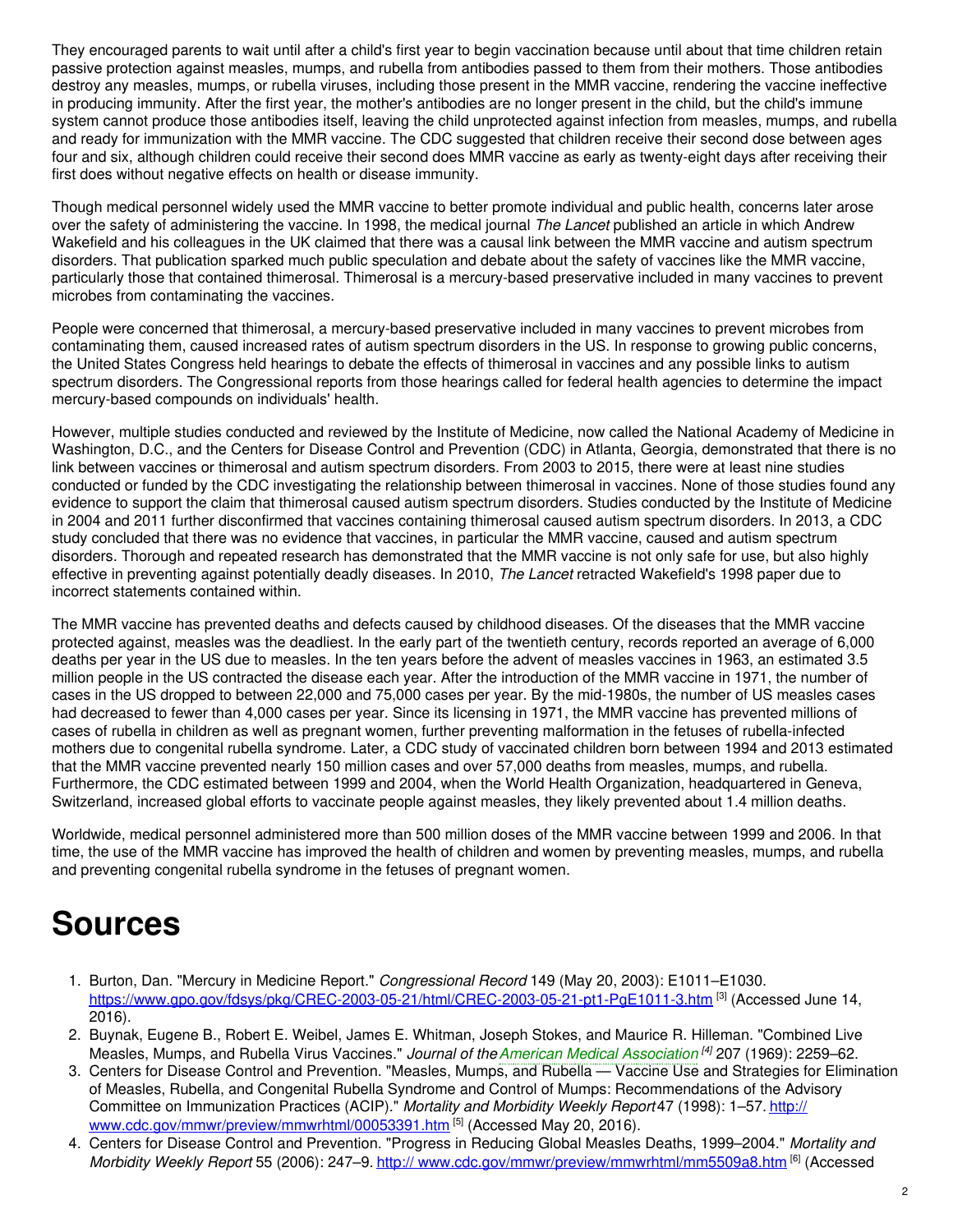They encouraged parents to wait until after a child's first year to begin vaccination because until about that time children retain passive protection against measles, mumps, and rubella from antibodies passed to them from their mothers. Those antibodies destroy any measles, mumps, or rubella viruses, including those present in the MMR vaccine, rendering the vaccine ineffective in producing immunity. After the first year, the mother's antibodies are no longer present in the child, but the child's immune system cannot produce those antibodies itself, leaving the child unprotected against infection from measles, mumps, and rubella and ready for immunization with the MMR vaccine. The CDC suggested that children receive their second dose between ages four and six, although children could receive their second does MMR vaccine as early as twenty-eight days after receiving their first does without negative effects on health or disease immunity.

Though medical personnel widely used the MMR vaccine to better promote individual and public health, concerns later arose over the safety of administering the vaccine. In 1998, the medical journal *The Lancet* published an article in which Andrew Wakefield and his colleagues in the UK claimed that there was a causal link between the MMR vaccine and autism spectrum disorders. That publication sparked much public speculation and debate about the safety of vaccines like the MMR vaccine, particularly those that contained thimerosal. Thimerosal is a mercury-based preservative included in many vaccines to prevent microbes from contaminating the vaccines.

People were concerned that thimerosal, a mercury-based preservative included in many vaccines to prevent microbes from contaminating them, caused increased rates of autism spectrum disorders in the US. In response to growing public concerns, the United States Congress held hearings to debate the effects of thimerosal in vaccines and any possible links to autism spectrum disorders. The Congressional reports from those hearings called for federal health agencies to determine the impact mercury-based compounds on individuals' health.

However, multiple studies conducted and reviewed by the Institute of Medicine, now called the National Academy of Medicine in Washington, D.C., and the Centers for Disease Control and Prevention (CDC) in Atlanta, Georgia, demonstrated that there is no link between vaccines or thimerosal and autism spectrum disorders. From 2003 to 2015, there were at least nine studies conducted or funded by the CDC investigating the relationship between thimerosal in vaccines. None of those studies found any evidence to support the claim that thimerosal caused autism spectrum disorders. Studies conducted by the Institute of Medicine in 2004 and 2011 further disconfirmed that vaccines containing thimerosal caused autism spectrum disorders. In 2013, a CDC study concluded that there was no evidence that vaccines, in particular the MMR vaccine, caused and autism spectrum disorders. Thorough and repeated research has demonstrated that the MMR vaccine is not only safe for use, but also highly effective in preventing against potentially deadly diseases. In 2010, *The Lancet* retracted Wakefield's 1998 paper due to incorrect statements contained within.

The MMR vaccine has prevented deaths and defects caused by childhood diseases. Of the diseases that the MMR vaccine protected against, measles was the deadliest. In the early part of the twentieth century, records reported an average of 6,000 deaths per year in the US due to measles. In the ten years before the advent of measles vaccines in 1963, an estimated 3.5 million people in the US contracted the disease each year. After the introduction of the MMR vaccine in 1971, the number of cases in the US dropped to between 22,000 and 75,000 cases per year. By the mid-1980s, the number of US measles cases had decreased to fewer than 4,000 cases per year. Since its licensing in 1971, the MMR vaccine has prevented millions of cases of rubella in children as well as pregnant women, further preventing malformation in the fetuses of rubella-infected mothers due to congenital rubella syndrome. Later, a CDC study of vaccinated children born between 1994 and 2013 estimated that the MMR vaccine prevented nearly 150 million cases and over 57,000 deaths from measles, mumps, and rubella. Furthermore, the CDC estimated between 1999 and 2004, when the World Health Organization, headquartered in Geneva, Switzerland, increased global efforts to vaccinate people against measles, they likely prevented about 1.4 million deaths.

Worldwide, medical personnel administered more than 500 million doses of the MMR vaccine between 1999 and 2006. In that time, the use of the MMR vaccine has improved the health of children and women by preventing measles, mumps, and rubella and preventing congenital rubella syndrome in the fetuses of pregnant women.

# Sources

1. Burton, Dan. "Mercury in Medicine Report." *Congressional Record* 149 (May 20, 2003): E1011–E1030. https://www.gpo.gov/fdsys/pkg/CREC-2003-05-21/html/CREC-2003-05-21-pt1-PgE1011-3.htm [3] (Accessed June 14, 2016).
2. Buynak, Eugene B., Robert E. Weibel, James E. Whitman, Joseph Stokes, and Maurice R. Hilleman. "Combined Live Measles, Mumps, and Rubella Virus Vaccines." *Journal of the American Medical Association* [4] 207 (1969): 2259–62.
3. Centers for Disease Control and Prevention. "Measles, Mumps, and Rubella — Vaccine Use and Strategies for Elimination of Measles, Rubella, and Congenital Rubella Syndrome and Control of Mumps: Recommendations of the Advisory Committee on Immunization Practices (ACIP)." *Mortality and Morbidity Weekly Report* 47 (1998): 1–57. http:// www.cdc.gov/mmwr/preview/mmwrhtml/00053391.htm [5] (Accessed May 20, 2016).
4. Centers for Disease Control and Prevention. "Progress in Reducing Global Measles Deaths, 1999–2004." *Mortality and Morbidity Weekly Report* 55 (2006): 247–9. http:// www.cdc.gov/mmwr/preview/mmwrhtml/mm5509a8.htm [6] (Accessed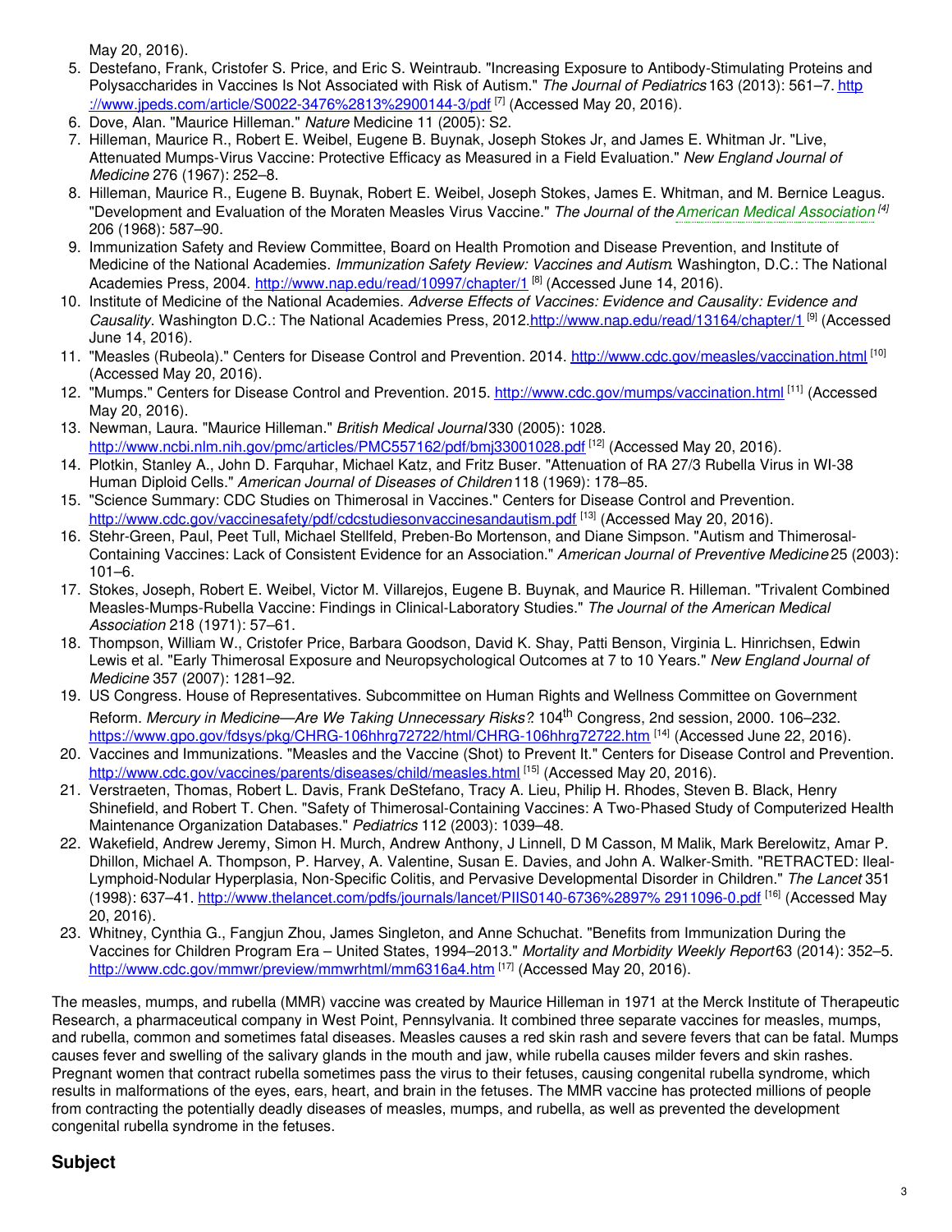May 20, 2016).

5. Destefano, Frank, Cristofer S. Price, and Eric S. Weintraub. "Increasing Exposure to Antibody-Stimulating Proteins and Polysaccharides in Vaccines Is Not Associated with Risk of Autism." *The Journal of Pediatrics* 163 (2013): 561–7. http ://www.jpeds.com/article/S0022-3476%2813%2900144-3/pdf [7] (Accessed May 20, 2016).
6. Dove, Alan. "Maurice Hilleman." *Nature* Medicine 11 (2005): S2.
7. Hilleman, Maurice R., Robert E. Weibel, Eugene B. Buynak, Joseph Stokes Jr, and James E. Whitman Jr. "Live, Attenuated Mumps-Virus Vaccine: Protective Efficacy as Measured in a Field Evaluation." *New England Journal of Medicine* 276 (1967): 252–8.
8. Hilleman, Maurice R., Eugene B. Buynak, Robert E. Weibel, Joseph Stokes, James E. Whitman, and M. Bernice Leagus. "Development and Evaluation of the Moraten Measles Virus Vaccine." *The Journal of the American Medical Association* [4] 206 (1968): 587–90.
9. Immunization Safety and Review Committee, Board on Health Promotion and Disease Prevention, and Institute of Medicine of the National Academies. *Immunization Safety Review: Vaccines and Autism*. Washington, D.C.: The National Academies Press, 2004. http://www.nap.edu/read/10997/chapter/1 [8] (Accessed June 14, 2016).
10. Institute of Medicine of the National Academies. *Adverse Effects of Vaccines: Evidence and Causality: Evidence and Causality*. Washington D.C.: The National Academies Press, 2012.http://www.nap.edu/read/13164/chapter/1 [9] (Accessed June 14, 2016).
11. "Measles (Rubeola)." Centers for Disease Control and Prevention. 2014. http://www.cdc.gov/measles/vaccination.html [10] (Accessed May 20, 2016).
12. "Mumps." Centers for Disease Control and Prevention. 2015. http://www.cdc.gov/mumps/vaccination.html [11] (Accessed May 20, 2016).
13. Newman, Laura. "Maurice Hilleman." *British Medical Journal* 330 (2005): 1028. http://www.ncbi.nlm.nih.gov/pmc/articles/PMC557162/pdf/bmj33001028.pdf [12] (Accessed May 20, 2016).
14. Plotkin, Stanley A., John D. Farquhar, Michael Katz, and Fritz Buser. "Attenuation of RA 27/3 Rubella Virus in WI-38 Human Diploid Cells." *American Journal of Diseases of Children* 118 (1969): 178–85.
15. "Science Summary: CDC Studies on Thimerosal in Vaccines." Centers for Disease Control and Prevention. http://www.cdc.gov/vaccinesafety/pdf/cdcstudiesonvaccinesandautism.pdf [13] (Accessed May 20, 2016).
16. Stehr-Green, Paul, Peet Tull, Michael Stellfeld, Preben-Bo Mortenson, and Diane Simpson. "Autism and Thimerosal-Containing Vaccines: Lack of Consistent Evidence for an Association." *American Journal of Preventive Medicine* 25 (2003): 101–6.
17. Stokes, Joseph, Robert E. Weibel, Victor M. Villarejos, Eugene B. Buynak, and Maurice R. Hilleman. "Trivalent Combined Measles-Mumps-Rubella Vaccine: Findings in Clinical-Laboratory Studies." *The Journal of the American Medical Association* 218 (1971): 57–61.
18. Thompson, William W., Cristofer Price, Barbara Goodson, David K. Shay, Patti Benson, Virginia L. Hinrichsen, Edwin Lewis et al. "Early Thimerosal Exposure and Neuropsychological Outcomes at 7 to 10 Years." *New England Journal of Medicine* 357 (2007): 1281–92.
19. US Congress. House of Representatives. Subcommittee on Human Rights and Wellness Committee on Government Reform. *Mercury in Medicine—Are We Taking Unnecessary Risks?* 104th Congress, 2nd session, 2000. 106–232. https://www.gpo.gov/fdsys/pkg/CHRG-106hhrg72722/html/CHRG-106hhrg72722.htm [14] (Accessed June 22, 2016).
20. Vaccines and Immunizations. "Measles and the Vaccine (Shot) to Prevent It." Centers for Disease Control and Prevention. http://www.cdc.gov/vaccines/parents/diseases/child/measles.html [15] (Accessed May 20, 2016).
21. Verstraeten, Thomas, Robert L. Davis, Frank DeStefano, Tracy A. Lieu, Philip H. Rhodes, Steven B. Black, Henry Shinefield, and Robert T. Chen. "Safety of Thimerosal-Containing Vaccines: A Two-Phased Study of Computerized Health Maintenance Organization Databases." *Pediatrics* 112 (2003): 1039–48.
22. Wakefield, Andrew Jeremy, Simon H. Murch, Andrew Anthony, J Linnell, D M Casson, M Malik, Mark Berelowitz, Amar P. Dhillon, Michael A. Thompson, P. Harvey, A. Valentine, Susan E. Davies, and John A. Walker-Smith. "RETRACTED: Ileal-Lymphoid-Nodular Hyperplasia, Non-Specific Colitis, and Pervasive Developmental Disorder in Children." *The Lancet* 351 (1998): 637–41. http://www.thelancet.com/pdfs/journals/lancet/PIIS0140-6736%2897% 2911096-0.pdf [16] (Accessed May 20, 2016).
23. Whitney, Cynthia G., Fangjun Zhou, James Singleton, and Anne Schuchat. "Benefits from Immunization During the Vaccines for Children Program Era – United States, 1994–2013." *Mortality and Morbidity Weekly Report* 63 (2014): 352–5. http://www.cdc.gov/mmwr/preview/mmwrhtml/mm6316a4.htm [17] (Accessed May 20, 2016).

The measles, mumps, and rubella (MMR) vaccine was created by Maurice Hilleman in 1971 at the Merck Institute of Therapeutic Research, a pharmaceutical company in West Point, Pennsylvania. It combined three separate vaccines for measles, mumps, and rubella, common and sometimes fatal diseases. Measles causes a red skin rash and severe fevers that can be fatal. Mumps causes fever and swelling of the salivary glands in the mouth and jaw, while rubella causes milder fevers and skin rashes. Pregnant women that contract rubella sometimes pass the virus to their fetuses, causing congenital rubella syndrome, which results in malformations of the eyes, ears, heart, and brain in the fetuses. The MMR vaccine has protected millions of people from contracting the potentially deadly diseases of measles, mumps, and rubella, as well as prevented the development congenital rubella syndrome in the fetuses.

## Subject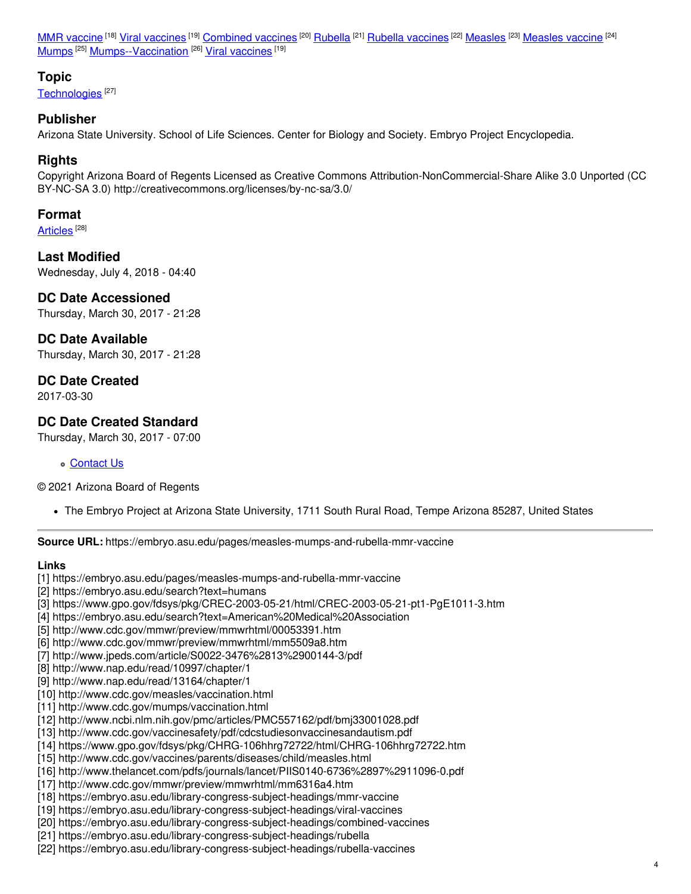MMR vaccine [18] Viral vaccines [19] Combined vaccines [20] Rubella [21] Rubella vaccines [22] Measles [23] Measles vaccine [24] Mumps [25] Mumps--Vaccination [26] Viral vaccines [19]

## Topic

Technologies [27]

## Publisher

Arizona State University. School of Life Sciences. Center for Biology and Society. Embryo Project Encyclopedia.

## Rights

Copyright Arizona Board of Regents Licensed as Creative Commons Attribution-NonCommercial-Share Alike 3.0 Unported (CC BY-NC-SA 3.0) http://creativecommons.org/licenses/by-nc-sa/3.0/

## Format

Articles [28]

## Last Modified

Wednesday, July 4, 2018 - 04:40

## DC Date Accessioned

Thursday, March 30, 2017 - 21:28

## DC Date Available

Thursday, March 30, 2017 - 21:28

## DC Date Created

2017-03-30

## DC Date Created Standard

Thursday, March 30, 2017 - 07:00

- Contact Us

© 2021 Arizona Board of Regents

- The Embryo Project at Arizona State University, 1711 South Rural Road, Tempe Arizona 85287, United States

---

**Source URL:** https://embryo.asu.edu/pages/measles-mumps-and-rubella-mmr-vaccine

**Links**

[1] https://embryo.asu.edu/pages/measles-mumps-and-rubella-mmr-vaccine
[2] https://embryo.asu.edu/search?text=humans
[3] https://www.gpo.gov/fdsys/pkg/CREC-2003-05-21/html/CREC-2003-05-21-pt1-PgE1011-3.htm
[4] https://embryo.asu.edu/search?text=American%20Medical%20Association
[5] http://www.cdc.gov/mmwr/preview/mmwrhtml/00053391.htm
[6] http://www.cdc.gov/mmwr/preview/mmwrhtml/mm5509a8.htm
[7] http://www.jpeds.com/article/S0022-3476%2813%2900144-3/pdf
[8] http://www.nap.edu/read/10997/chapter/1
[9] http://www.nap.edu/read/13164/chapter/1
[10] http://www.cdc.gov/measles/vaccination.html
[11] http://www.cdc.gov/mumps/vaccination.html
[12] http://www.ncbi.nlm.nih.gov/pmc/articles/PMC557162/pdf/bmj33001028.pdf
[13] http://www.cdc.gov/vaccinesafety/pdf/cdcstudiesonvaccinesandautism.pdf
[14] https://www.gpo.gov/fdsys/pkg/CHRG-106hhrg72722/html/CHRG-106hhrg72722.htm
[15] http://www.cdc.gov/vaccines/parents/diseases/child/measles.html
[16] http://www.thelancet.com/pdfs/journals/lancet/PIIS0140-6736%2897%2911096-0.pdf
[17] http://www.cdc.gov/mmwr/preview/mmwrhtml/mm6316a4.htm
[18] https://embryo.asu.edu/library-congress-subject-headings/mmr-vaccine
[19] https://embryo.asu.edu/library-congress-subject-headings/viral-vaccines
[20] https://embryo.asu.edu/library-congress-subject-headings/combined-vaccines
[21] https://embryo.asu.edu/library-congress-subject-headings/rubella
[22] https://embryo.asu.edu/library-congress-subject-headings/rubella-vaccines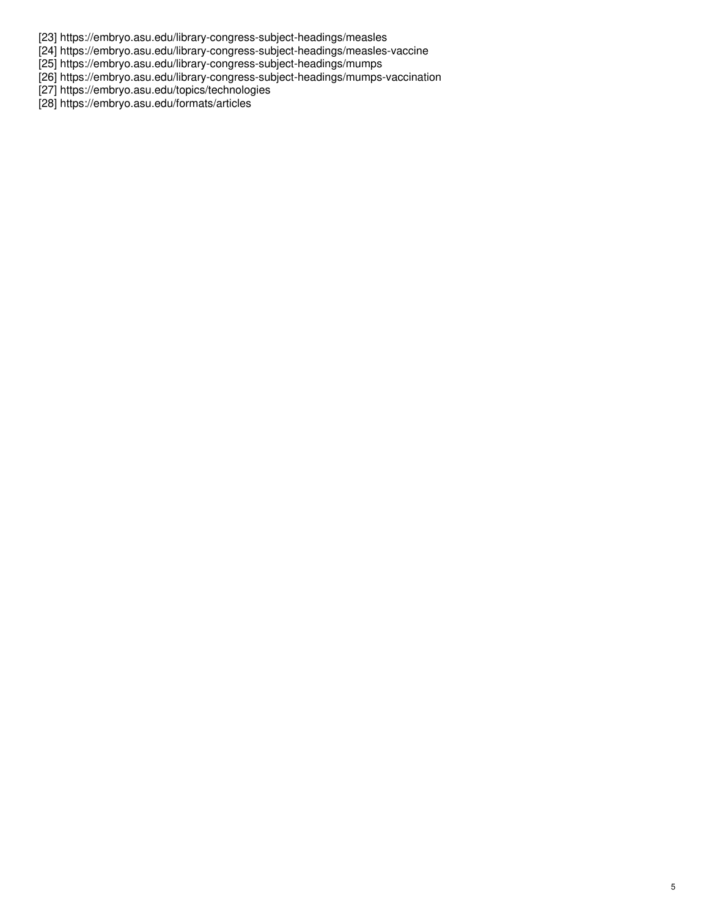[23] https://embryo.asu.edu/library-congress-subject-headings/measles
[24] https://embryo.asu.edu/library-congress-subject-headings/measles-vaccine
[25] https://embryo.asu.edu/library-congress-subject-headings/mumps
[26] https://embryo.asu.edu/library-congress-subject-headings/mumps-vaccination
[27] https://embryo.asu.edu/topics/technologies
[28] https://embryo.asu.edu/formats/articles